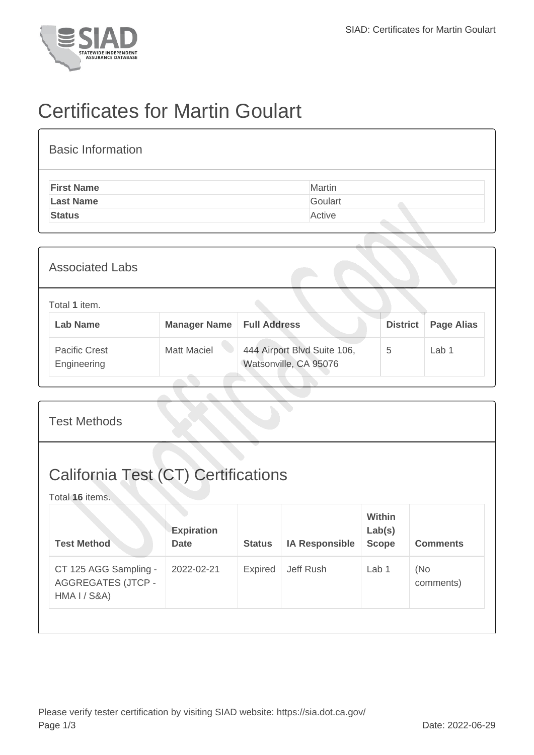# Certificates for Martin Goulart

## Basic Information

| | |
|---|---|
| **First Name** | Martin |
| **Last Name** | Goulart |
| **Status** | Active |

## Associated Labs

Total **1** item.

| Lab Name | Manager Name | Full Address | District | Page Alias |
|---|---|---|---|---|
| Pacific Crest Engineering | Matt Maciel | 444 Airport Blvd Suite 106, Watsonville, CA 95076 | 5 | Lab 1 |

## Test Methods

## California Test (CT) Certifications

Total **16** items.

| Test Method | Expiration Date | Status | IA Responsible | Within Lab(s) Scope | Comments |
|---|---|---|---|---|---|
| CT 125 AGG Sampling - AGGREGATES (JTCP - HMA I / S&A) | 2022-02-21 | Expired | Jeff Rush | Lab 1 | (No comments) |

Please verify tester certification by visiting SIAD website: https://sia.dot.ca.gov/

Date: 2022-06-29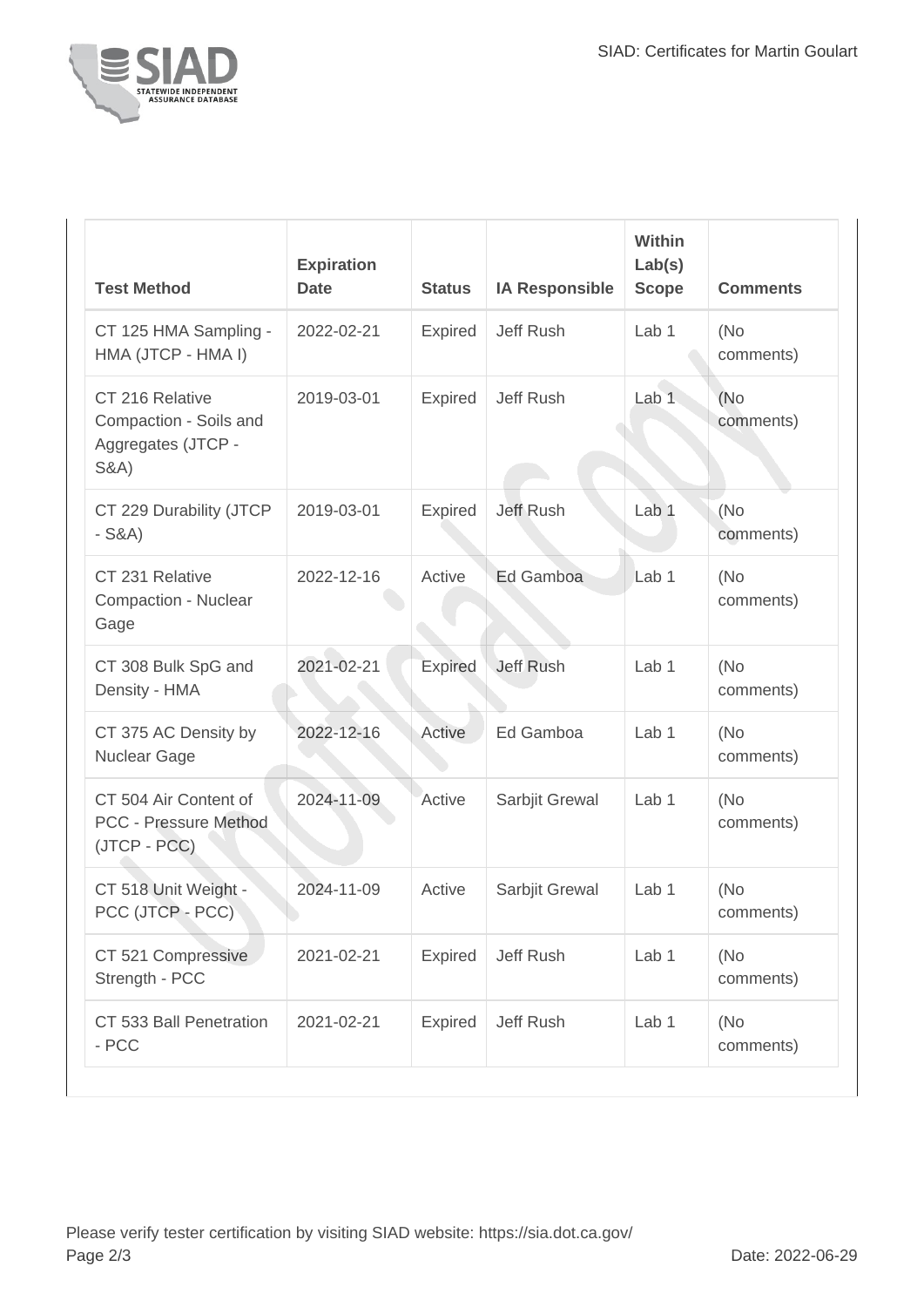| Test Method | Expiration Date | Status | IA Responsible | Within Lab(s) Scope | Comments |
|---|---|---|---|---|---|
| CT 125 HMA Sampling - HMA (JTCP - HMA I) | 2022-02-21 | Expired | Jeff Rush | Lab 1 | (No comments) |
| CT 216 Relative Compaction - Soils and Aggregates (JTCP - S&A) | 2019-03-01 | Expired | Jeff Rush | Lab 1 | (No comments) |
| CT 229 Durability (JTCP - S&A) | 2019-03-01 | Expired | Jeff Rush | Lab 1 | (No comments) |
| CT 231 Relative Compaction - Nuclear Gage | 2022-12-16 | Active | Ed Gamboa | Lab 1 | (No comments) |
| CT 308 Bulk SpG and Density - HMA | 2021-02-21 | Expired | Jeff Rush | Lab 1 | (No comments) |
| CT 375 AC Density by Nuclear Gage | 2022-12-16 | Active | Ed Gamboa | Lab 1 | (No comments) |
| CT 504 Air Content of PCC - Pressure Method (JTCP - PCC) | 2024-11-09 | Active | Sarbjit Grewal | Lab 1 | (No comments) |
| CT 518 Unit Weight - PCC (JTCP - PCC) | 2024-11-09 | Active | Sarbjit Grewal | Lab 1 | (No comments) |
| CT 521 Compressive Strength - PCC | 2021-02-21 | Expired | Jeff Rush | Lab 1 | (No comments) |
| CT 533 Ball Penetration - PCC | 2021-02-21 | Expired | Jeff Rush | Lab 1 | (No comments) |

Please verify tester certification by visiting SIAD website: https://sia.dot.ca.gov/

Date: 2022-06-29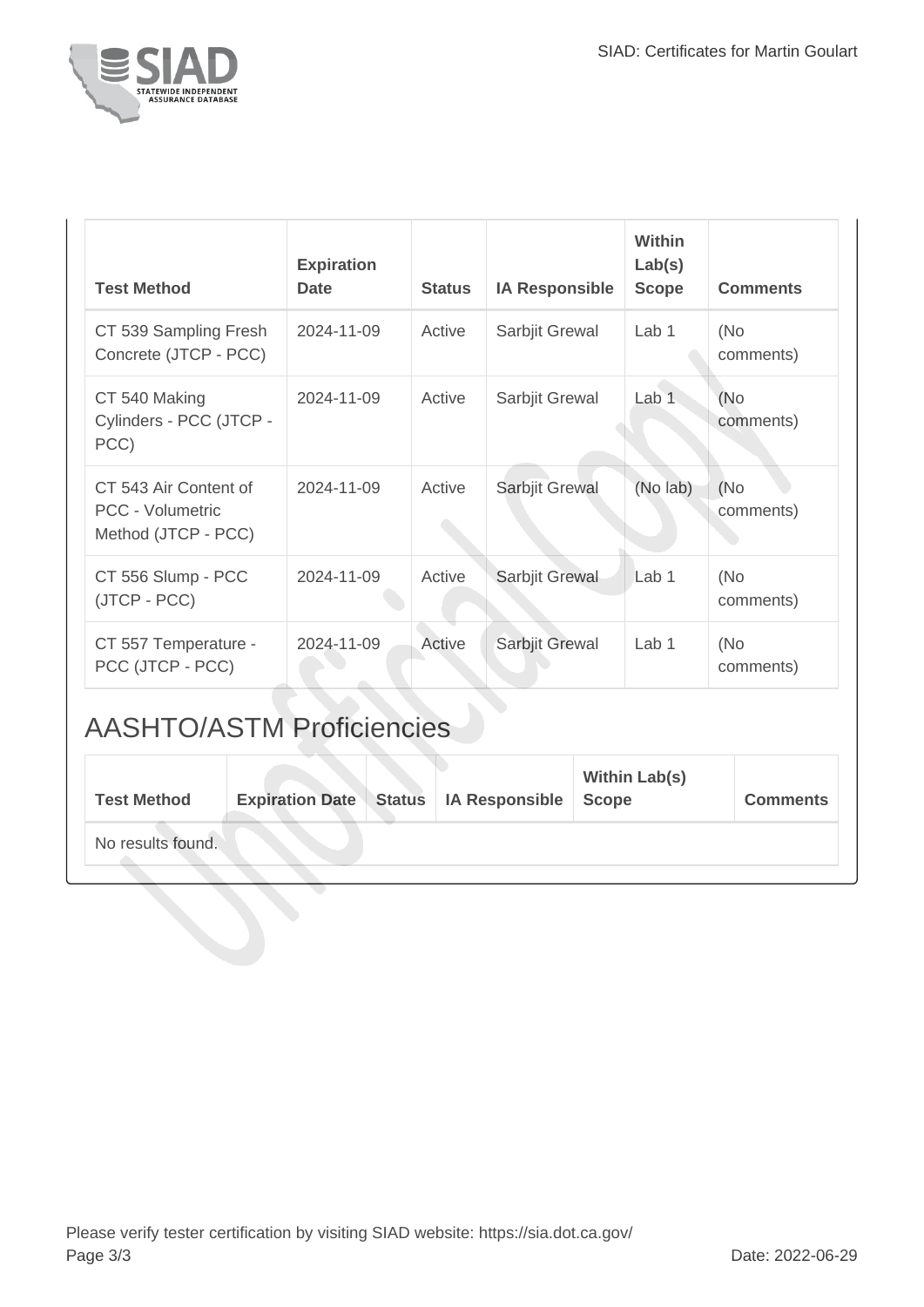| Test Method | Expiration Date | Status | IA Responsible | Within Lab(s) Scope | Comments |
|---|---|---|---|---|---|
| CT 539 Sampling Fresh Concrete (JTCP - PCC) | 2024-11-09 | Active | Sarbjit Grewal | Lab 1 | (No comments) |
| CT 540 Making Cylinders - PCC (JTCP - PCC) | 2024-11-09 | Active | Sarbjit Grewal | Lab 1 | (No comments) |
| CT 543 Air Content of PCC - Volumetric Method (JTCP - PCC) | 2024-11-09 | Active | Sarbjit Grewal | (No lab) | (No comments) |
| CT 556 Slump - PCC (JTCP - PCC) | 2024-11-09 | Active | Sarbjit Grewal | Lab 1 | (No comments) |
| CT 557 Temperature - PCC (JTCP - PCC) | 2024-11-09 | Active | Sarbjit Grewal | Lab 1 | (No comments) |

## AASHTO/ASTM Proficiencies

| Test Method | Expiration Date | Status | IA Responsible | Within Lab(s) Scope | Comments |
|---|---|---|---|---|---|
| No results found. | | | | | |

Please verify tester certification by visiting SIAD website: https://sia.dot.ca.gov/

Date: 2022-06-29